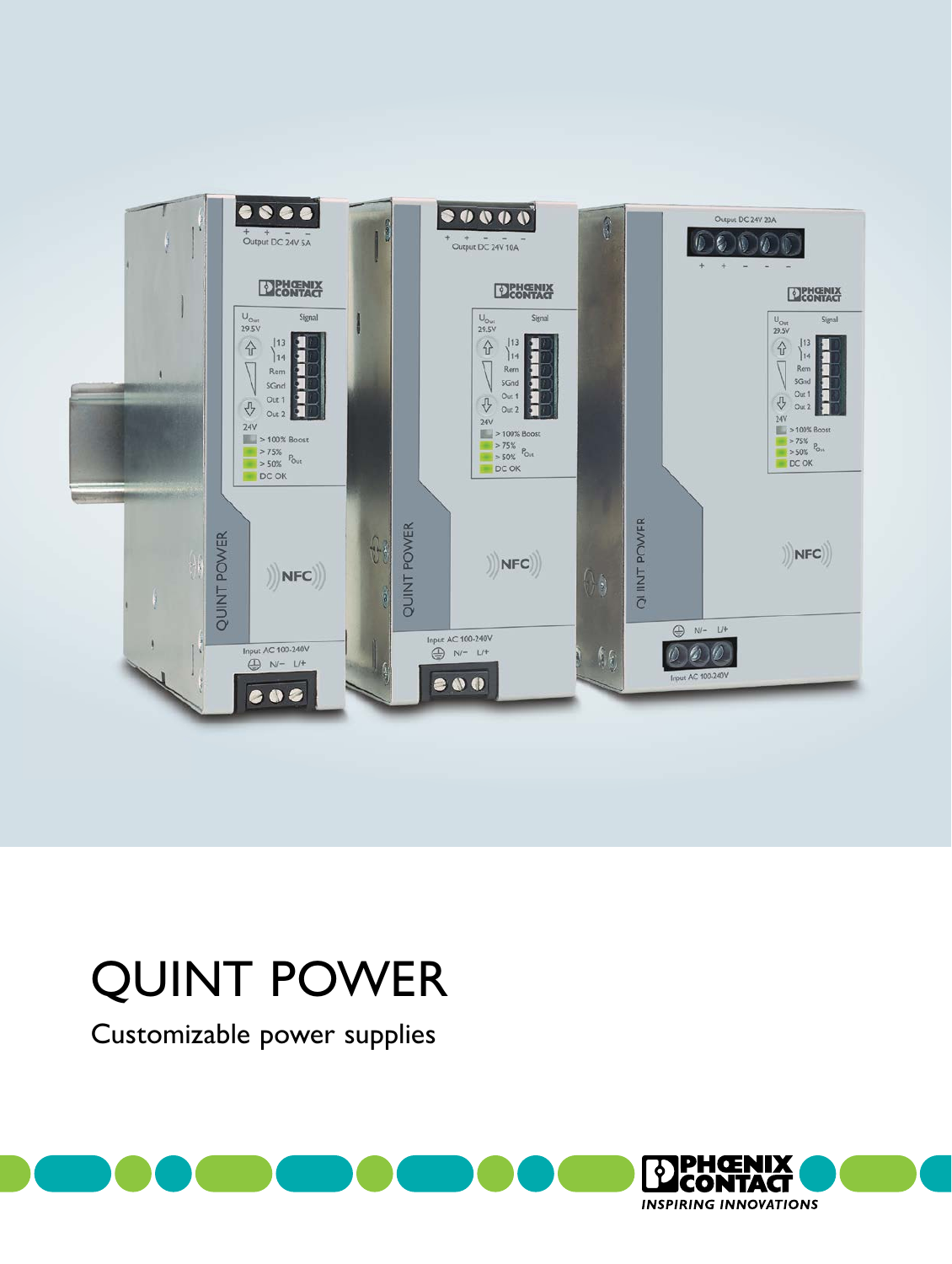# QUINT POWER

Customizable power supplies

PHOENIX CONTACT

INSPIRING INNOVATIONS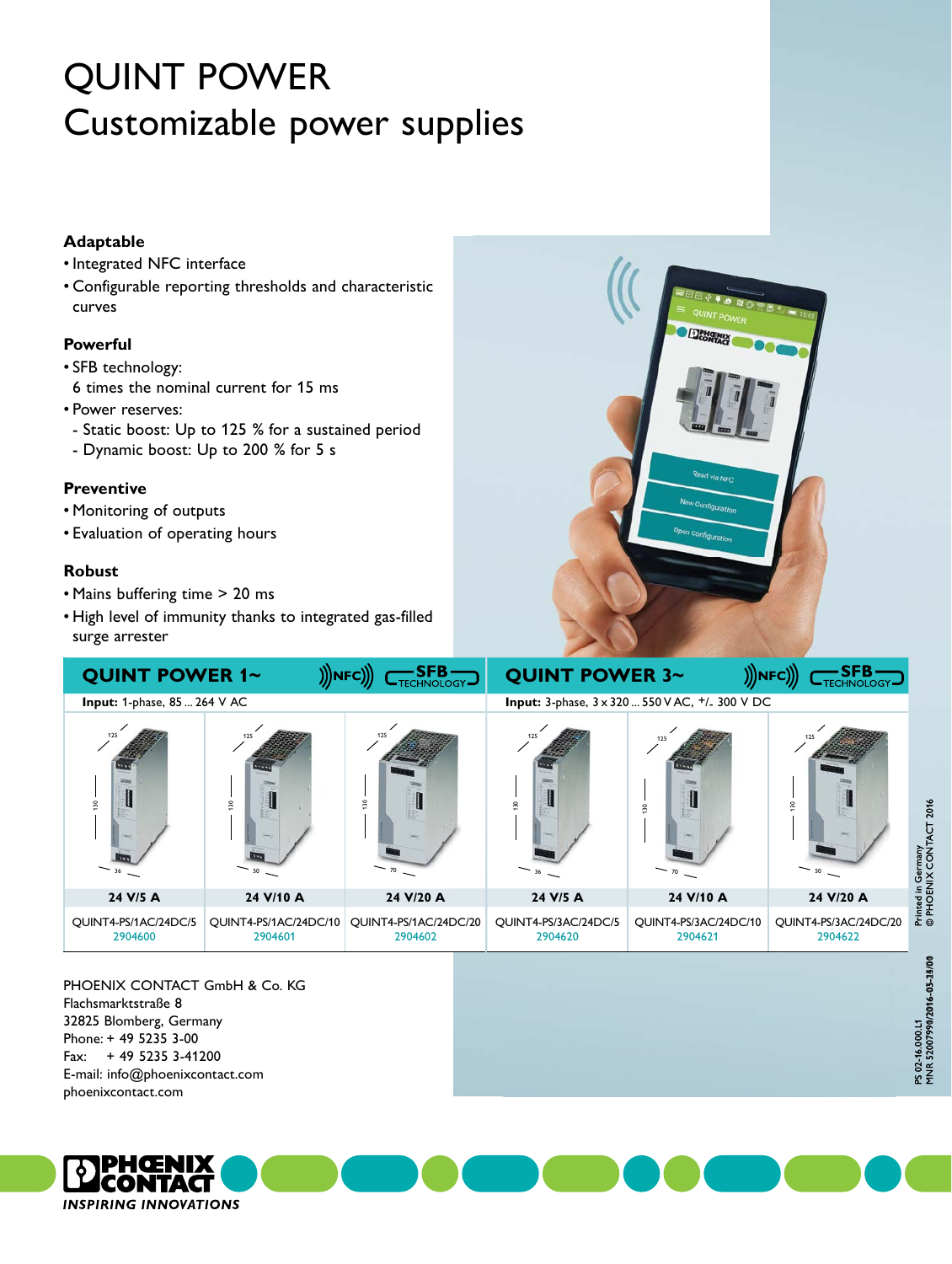# QUINT POWER
## Customizable power supplies

### Adaptable

- Integrated NFC interface
- Configurable reporting thresholds and characteristic curves

### Powerful

- SFB technology:
  6 times the nominal current for 15 ms
- Power reserves:
  - Static boost: Up to 125 % for a sustained period
  - Dynamic boost: Up to 200 % for 5 s

### Preventive

- Monitoring of outputs
- Evaluation of operating hours

### Robust

- Mains buffering time > 20 ms
- High level of immunity thanks to integrated gas-filled surge arrester

| QUINT POWER 1~ | | | QUINT POWER 3~ | | |
|---|---|---|---|---|---|
| **Input:** 1-phase, 85 ... 264 V AC | | | **Input:** 3-phase, 3 x 320 ... 550 V AC, +/- 300 V DC | | |
| 125 / 130 / 36 | 125 / 130 / 50 | 125 / 130 / 70 | 125 / 130 / 36 | 125 / 130 / 70 | 125 / 130 / 50 |
| **24 V/5 A** | **24 V/10 A** | **24 V/20 A** | **24 V/5 A** | **24 V/10 A** | **24 V/20 A** |
| QUINT4-PS/1AC/24DC/5 2904600 | QUINT4-PS/1AC/24DC/10 2904601 | QUINT4-PS/1AC/24DC/20 2904602 | QUINT4-PS/3AC/24DC/5 2904620 | QUINT4-PS/3AC/24DC/10 2904621 | QUINT4-PS/3AC/24DC/20 2904622 |

PHOENIX CONTACT GmbH & Co. KG
Flachsmarktstraße 8
32825 Blomberg, Germany
Phone: + 49 5235 3-00
Fax: + 49 5235 3-41200
E-mail: info@phoenixcontact.com
phoenixcontact.com

Printed in Germany
© PHOENIX CONTACT 2016

PS 02-16.000.L1
MNR 52007990/2016-03-25/00

PHOENIX CONTACT
INSPIRING INNOVATIONS